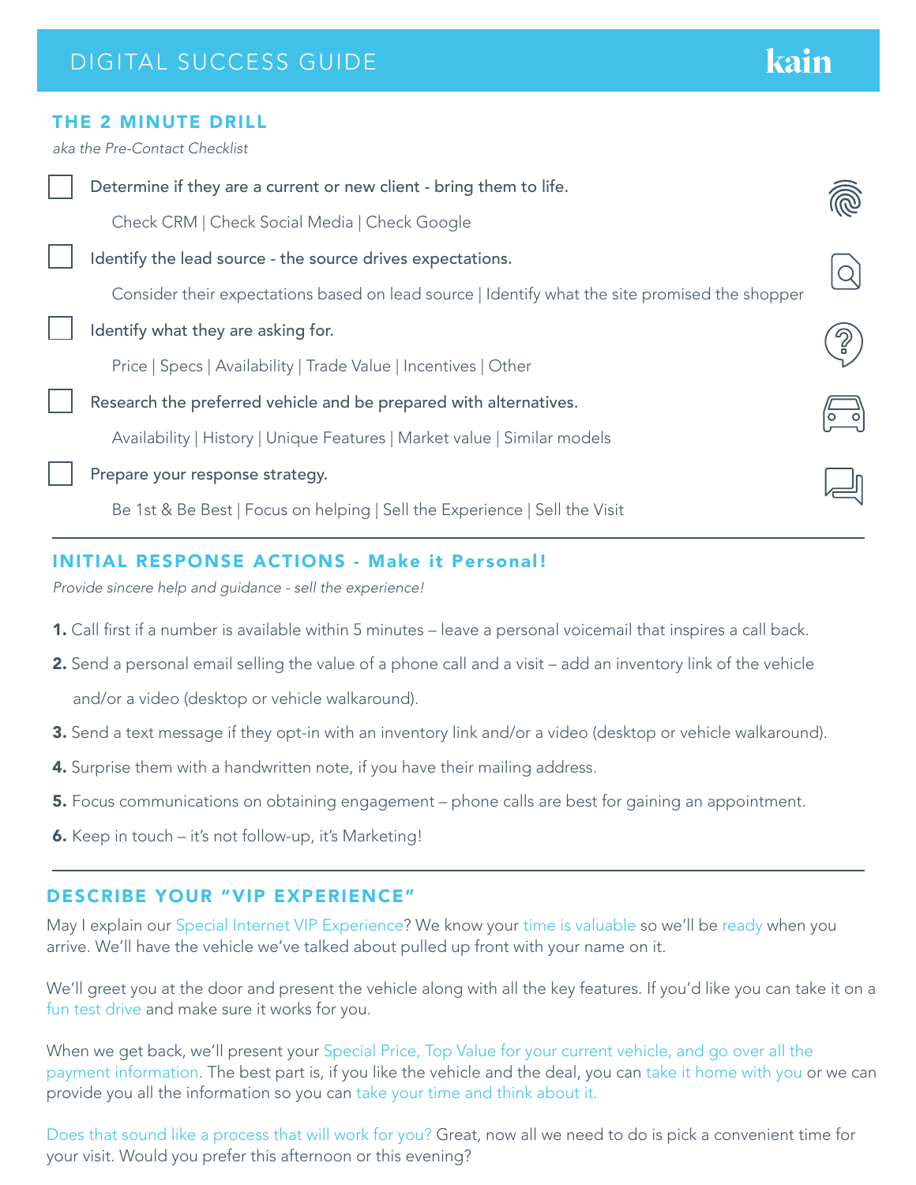# DIGITAL SUCCESS GUIDE

kain

## THE 2 MINUTE DRILL

*aka the Pre-Contact Checklist*

- [ ] Determine if they are a current or new client - bring them to life.

  Check CRM | Check Social Media | Check Google

- [ ] Identify the lead source - the source drives expectations.

  Consider their expectations based on lead source | Identify what the site promised the shopper

- [ ] Identify what they are asking for.

  Price | Specs | Availability | Trade Value | Incentives | Other

- [ ] Research the preferred vehicle and be prepared with alternatives.

  Availability | History | Unique Features | Market value | Similar models

- [ ] Prepare your response strategy.

  Be 1st & Be Best | Focus on helping | Sell the Experience | Sell the Visit

---

## INITIAL RESPONSE ACTIONS - Make it Personal!

*Provide sincere help and guidance - sell the experience!*

**1.** Call first if a number is available within 5 minutes – leave a personal voicemail that inspires a call back.

**2.** Send a personal email selling the value of a phone call and a visit – add an inventory link of the vehicle and/or a video (desktop or vehicle walkaround).

**3.** Send a text message if they opt-in with an inventory link and/or a video (desktop or vehicle walkaround).

**4.** Surprise them with a handwritten note, if you have their mailing address.

**5.** Focus communications on obtaining engagement – phone calls are best for gaining an appointment.

**6.** Keep in touch – it's not follow-up, it's Marketing!

---

## DESCRIBE YOUR "VIP EXPERIENCE"

May I explain our Special Internet VIP Experience? We know your time is valuable so we'll be ready when you arrive. We'll have the vehicle we've talked about pulled up front with your name on it.

We'll greet you at the door and present the vehicle along with all the key features. If you'd like you can take it on a fun test drive and make sure it works for you.

When we get back, we'll present your Special Price, Top Value for your current vehicle, and go over all the payment information. The best part is, if you like the vehicle and the deal, you can take it home with you or we can provide you all the information so you can take your time and think about it.

Does that sound like a process that will work for you? Great, now all we need to do is pick a convenient time for your visit. Would you prefer this afternoon or this evening?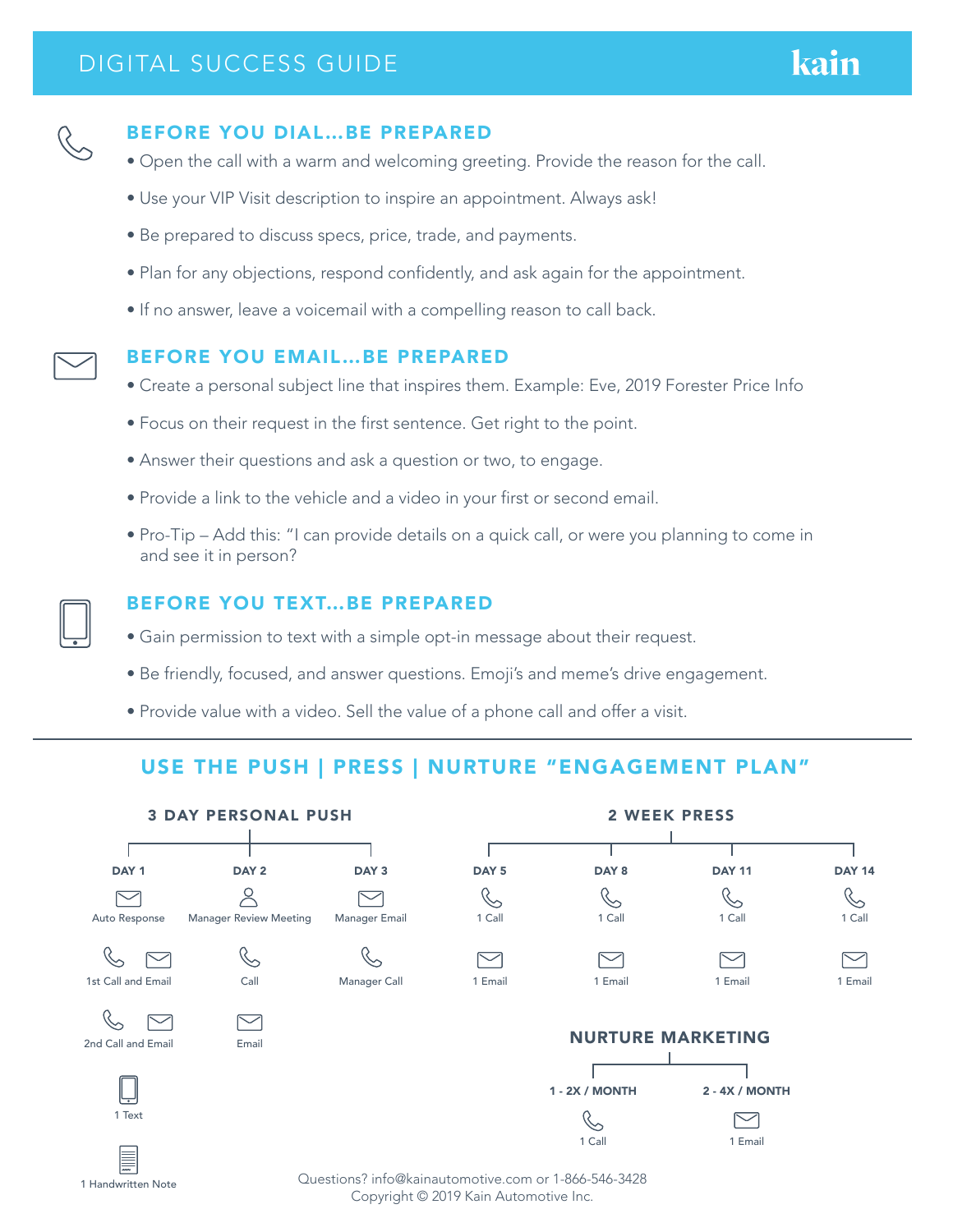# DIGITAL SUCCESS GUIDE

kain

## BEFORE YOU DIAL...BE PREPARED

- Open the call with a warm and welcoming greeting. Provide the reason for the call.
- Use your VIP Visit description to inspire an appointment. Always ask!
- Be prepared to discuss specs, price, trade, and payments.
- Plan for any objections, respond confidently, and ask again for the appointment.
- If no answer, leave a voicemail with a compelling reason to call back.

## BEFORE YOU EMAIL...BE PREPARED

- Create a personal subject line that inspires them. Example: Eve, 2019 Forester Price Info
- Focus on their request in the first sentence. Get right to the point.
- Answer their questions and ask a question or two, to engage.
- Provide a link to the vehicle and a video in your first or second email.
- Pro-Tip – Add this: "I can provide details on a quick call, or were you planning to come in and see it in person?

## BEFORE YOU TEXT...BE PREPARED

- Gain permission to text with a simple opt-in message about their request.
- Be friendly, focused, and answer questions. Emoji's and meme's drive engagement.
- Provide value with a video. Sell the value of a phone call and offer a visit.

## USE THE PUSH | PRESS | NURTURE "ENGAGEMENT PLAN"

### 3 DAY PERSONAL PUSH

**DAY 1**
- Auto Response
- 1st Call and Email
- 2nd Call and Email
- 1 Text
- 1 Handwritten Note

**DAY 2**
- Manager Review Meeting
- Call
- Email

**DAY 3**
- Manager Email
- Manager Call

### 2 WEEK PRESS

**DAY 5**
- 1 Call
- 1 Email

**DAY 8**
- 1 Call
- 1 Email

**DAY 11**
- 1 Call
- 1 Email

**DAY 14**
- 1 Call
- 1 Email

### NURTURE MARKETING

**1 - 2X / MONTH**
- 1 Call

**2 - 4X / MONTH**
- 1 Email

Questions? info@kainautomotive.com or 1-866-546-3428
Copyright © 2019 Kain Automotive Inc.